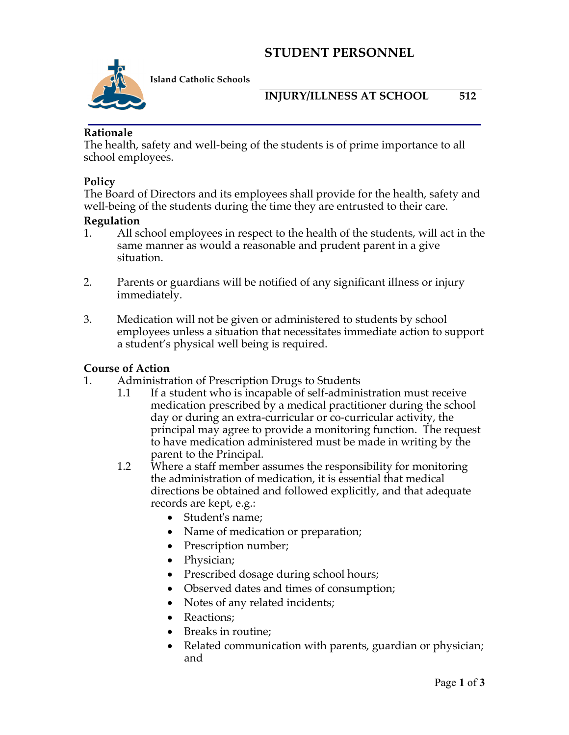# STUDENT PERSONNEL

**Island Catholic Schools**

## INJURY/ILLNESS AT SCHOOL 512

### Rationale

The health, safety and well-being of the students is of prime importance to all school employees.

### Policy

The Board of Directors and its employees shall provide for the health, safety and well-being of the students during the time they are entrusted to their care.

### Regulation

1. All school employees in respect to the health of the students, will act in the same manner as would a reasonable and prudent parent in a give situation.

2. Parents or guardians will be notified of any significant illness or injury immediately.

3. Medication will not be given or administered to students by school employees unless a situation that necessitates immediate action to support a student's physical well being is required.

### Course of Action

1. Administration of Prescription Drugs to Students
   - 1.1 If a student who is incapable of self-administration must receive medication prescribed by a medical practitioner during the school day or during an extra-curricular or co-curricular activity, the principal may agree to provide a monitoring function. The request to have medication administered must be made in writing by the parent to the Principal.
   - 1.2 Where a staff member assumes the responsibility for monitoring the administration of medication, it is essential that medical directions be obtained and followed explicitly, and that adequate records are kept, e.g.:
     - Student's name;
     - Name of medication or preparation;
     - Prescription number;
     - Physician;
     - Prescribed dosage during school hours;
     - Observed dates and times of consumption;
     - Notes of any related incidents;
     - Reactions;
     - Breaks in routine;
     - Related communication with parents, guardian or physician; and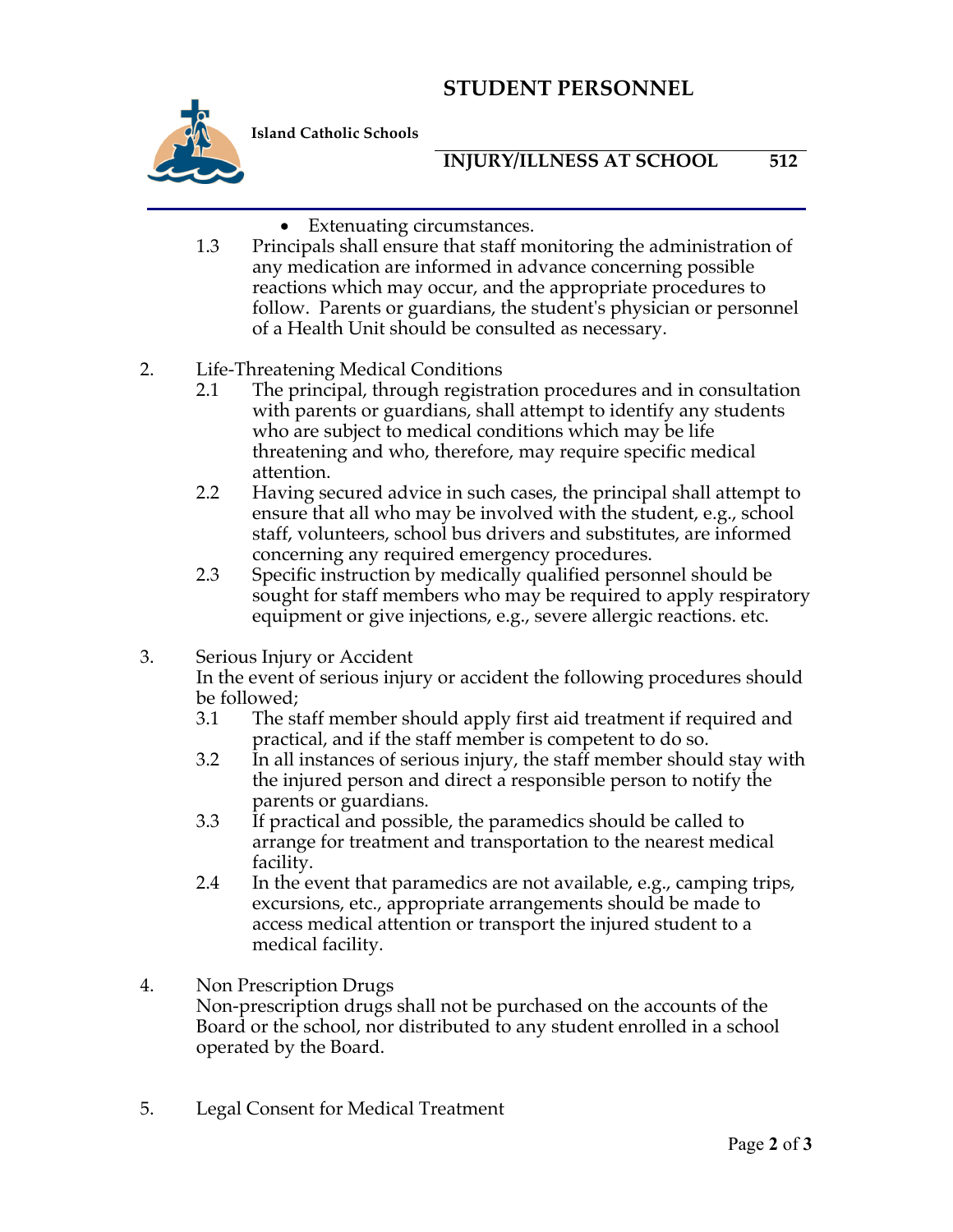- Extenuating circumstances.

1.3 Principals shall ensure that staff monitoring the administration of any medication are informed in advance concerning possible reactions which may occur, and the appropriate procedures to follow. Parents or guardians, the student's physician or personnel of a Health Unit should be consulted as necessary.

2. Life-Threatening Medical Conditions

   2.1 The principal, through registration procedures and in consultation with parents or guardians, shall attempt to identify any students who are subject to medical conditions which may be life threatening and who, therefore, may require specific medical attention.

   2.2 Having secured advice in such cases, the principal shall attempt to ensure that all who may be involved with the student, e.g., school staff, volunteers, school bus drivers and substitutes, are informed concerning any required emergency procedures.

   2.3 Specific instruction by medically qualified personnel should be sought for staff members who may be required to apply respiratory equipment or give injections, e.g., severe allergic reactions. etc.

3. Serious Injury or Accident

   In the event of serious injury or accident the following procedures should be followed;

   3.1 The staff member should apply first aid treatment if required and practical, and if the staff member is competent to do so.

   3.2 In all instances of serious injury, the staff member should stay with the injured person and direct a responsible person to notify the parents or guardians.

   3.3 If practical and possible, the paramedics should be called to arrange for treatment and transportation to the nearest medical facility.

   2.4 In the event that paramedics are not available, e.g., camping trips, excursions, etc., appropriate arrangements should be made to access medical attention or transport the injured student to a medical facility.

4. Non Prescription Drugs

   Non-prescription drugs shall not be purchased on the accounts of the Board or the school, nor distributed to any student enrolled in a school operated by the Board.

5. Legal Consent for Medical Treatment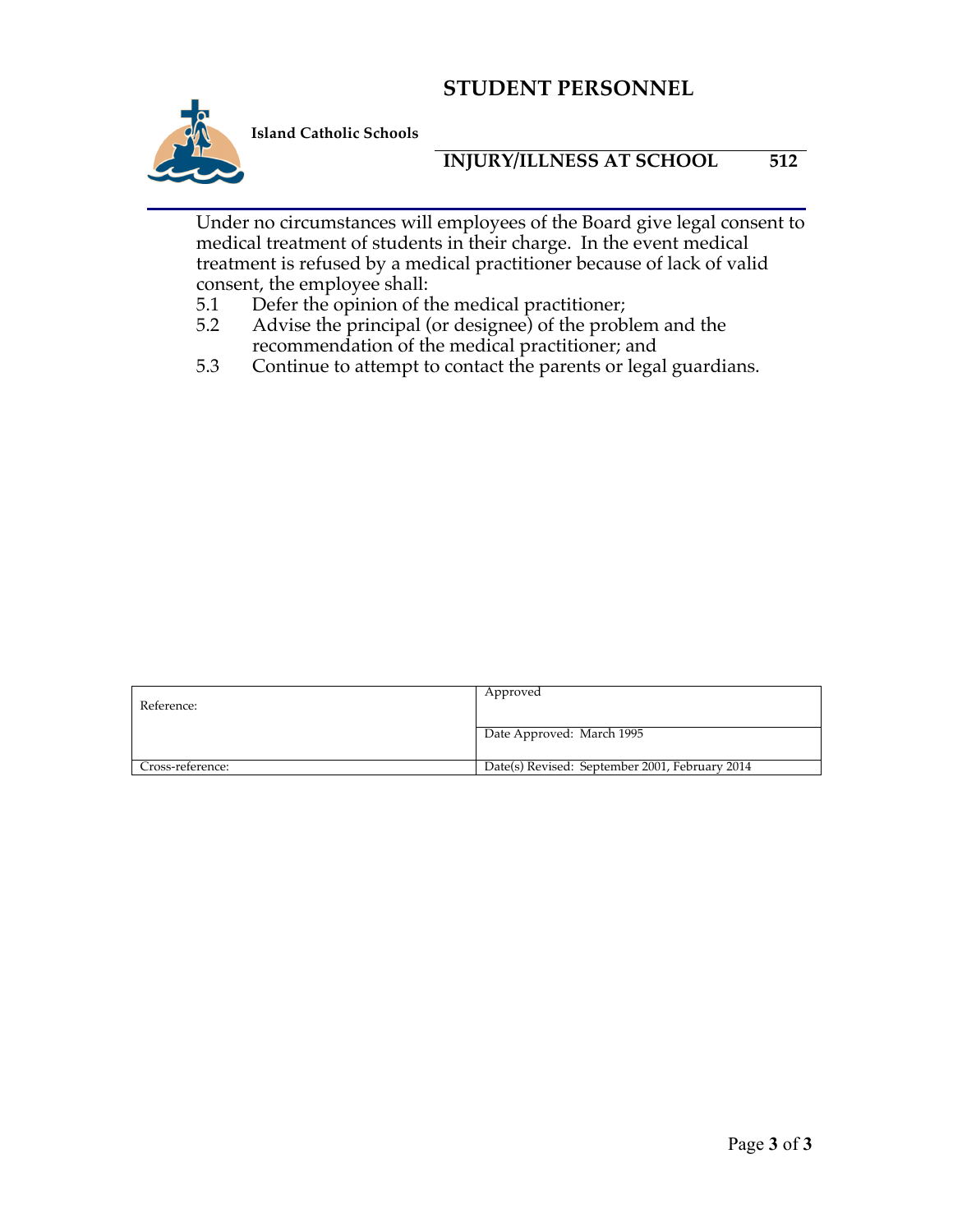Under no circumstances will employees of the Board give legal consent to medical treatment of students in their charge. In the event medical treatment is refused by a medical practitioner because of lack of valid consent, the employee shall:

5.1 Defer the opinion of the medical practitioner;

5.2 Advise the principal (or designee) of the problem and the recommendation of the medical practitioner; and

5.3 Continue to attempt to contact the parents or legal guardians.

| | |
|---|---|
| Reference: | Approved |
| | Date Approved: March 1995 |
| Cross-reference: | Date(s) Revised: September 2001, February 2014 |